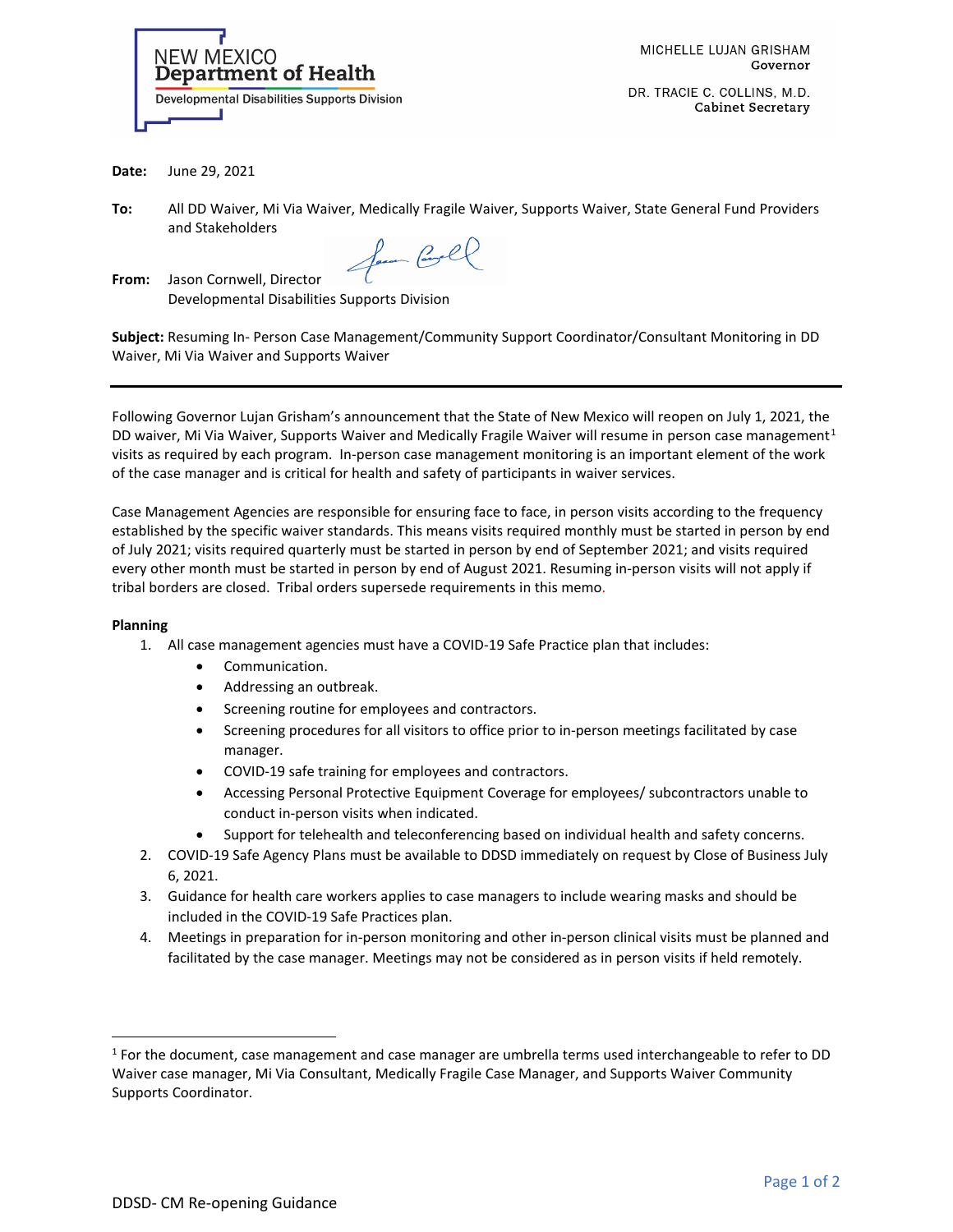NEW MEXICO
**Department of Health**
Developmental Disabilities Supports Division

MICHELLE LUJAN GRISHAM
**Governor**

DR. TRACIE C. COLLINS, M.D.
**Cabinet Secretary**

**Date:** June 29, 2021

**To:** All DD Waiver, Mi Via Waiver, Medically Fragile Waiver, Supports Waiver, State General Fund Providers and Stakeholders

**From:** Jason Cornwell, Director
Developmental Disabilities Supports Division

**Subject:** Resuming In- Person Case Management/Community Support Coordinator/Consultant Monitoring in DD Waiver, Mi Via Waiver and Supports Waiver

---

Following Governor Lujan Grisham's announcement that the State of New Mexico will reopen on July 1, 2021, the DD waiver, Mi Via Waiver, Supports Waiver and Medically Fragile Waiver will resume in person case management[1] visits as required by each program. In-person case management monitoring is an important element of the work of the case manager and is critical for health and safety of participants in waiver services.

Case Management Agencies are responsible for ensuring face to face, in person visits according to the frequency established by the specific waiver standards. This means visits required monthly must be started in person by end of July 2021; visits required quarterly must be started in person by end of September 2021; and visits required every other month must be started in person by end of August 2021. Resuming in-person visits will not apply if tribal borders are closed. Tribal orders supersede requirements in this memo.

**Planning**

1. All case management agencies must have a COVID-19 Safe Practice plan that includes:
   - Communication.
   - Addressing an outbreak.
   - Screening routine for employees and contractors.
   - Screening procedures for all visitors to office prior to in-person meetings facilitated by case manager.
   - COVID-19 safe training for employees and contractors.
   - Accessing Personal Protective Equipment Coverage for employees/ subcontractors unable to conduct in-person visits when indicated.
   - Support for telehealth and teleconferencing based on individual health and safety concerns.
2. COVID-19 Safe Agency Plans must be available to DDSD immediately on request by Close of Business July 6, 2021.
3. Guidance for health care workers applies to case managers to include wearing masks and should be included in the COVID-19 Safe Practices plan.
4. Meetings in preparation for in-person monitoring and other in-person clinical visits must be planned and facilitated by the case manager. Meetings may not be considered as in person visits if held remotely.

---

[1] For the document, case management and case manager are umbrella terms used interchangeable to refer to DD Waiver case manager, Mi Via Consultant, Medically Fragile Case Manager, and Supports Waiver Community Supports Coordinator.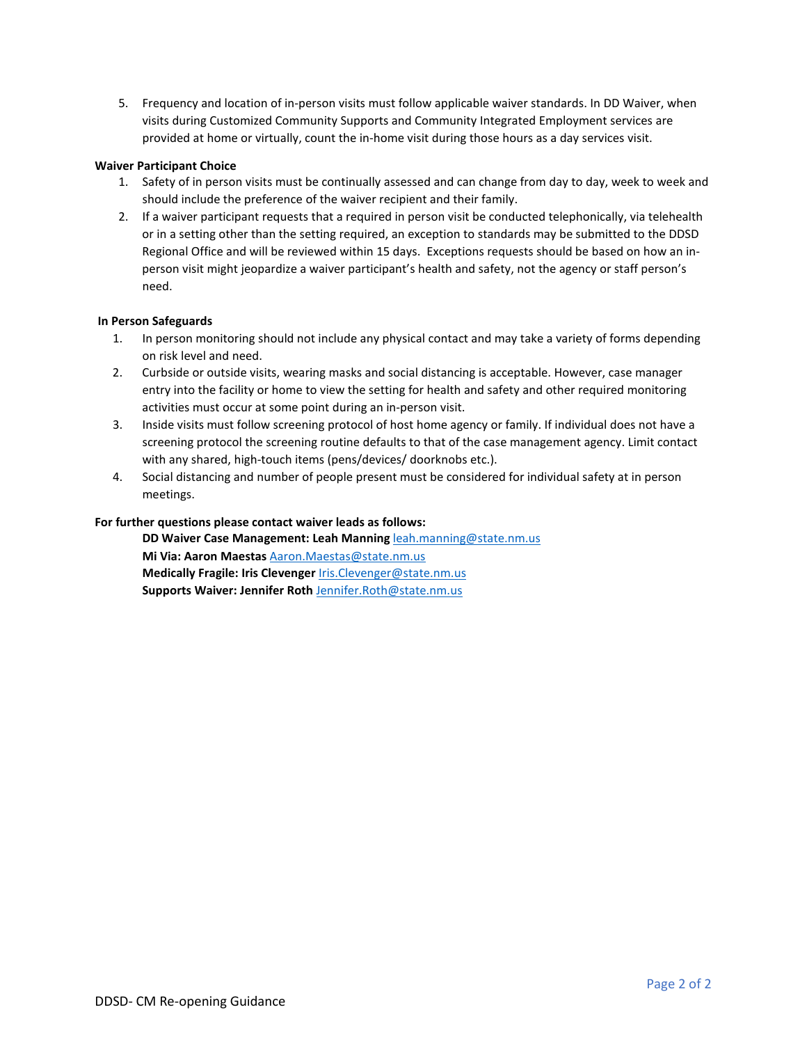5. Frequency and location of in-person visits must follow applicable waiver standards. In DD Waiver, when visits during Customized Community Supports and Community Integrated Employment services are provided at home or virtually, count the in-home visit during those hours as a day services visit.

**Waiver Participant Choice**

1. Safety of in person visits must be continually assessed and can change from day to day, week to week and should include the preference of the waiver recipient and their family.
2. If a waiver participant requests that a required in person visit be conducted telephonically, via telehealth or in a setting other than the setting required, an exception to standards may be submitted to the DDSD Regional Office and will be reviewed within 15 days. Exceptions requests should be based on how an in-person visit might jeopardize a waiver participant's health and safety, not the agency or staff person's need.

**In Person Safeguards**

1. In person monitoring should not include any physical contact and may take a variety of forms depending on risk level and need.
2. Curbside or outside visits, wearing masks and social distancing is acceptable. However, case manager entry into the facility or home to view the setting for health and safety and other required monitoring activities must occur at some point during an in-person visit.
3. Inside visits must follow screening protocol of host home agency or family. If individual does not have a screening protocol the screening routine defaults to that of the case management agency. Limit contact with any shared, high-touch items (pens/devices/ doorknobs etc.).
4. Social distancing and number of people present must be considered for individual safety at in person meetings.

**For further questions please contact waiver leads as follows:**

**DD Waiver Case Management: Leah Manning** leah.manning@state.nm.us
**Mi Via: Aaron Maestas** Aaron.Maestas@state.nm.us
**Medically Fragile: Iris Clevenger** Iris.Clevenger@state.nm.us
**Supports Waiver: Jennifer Roth** Jennifer.Roth@state.nm.us